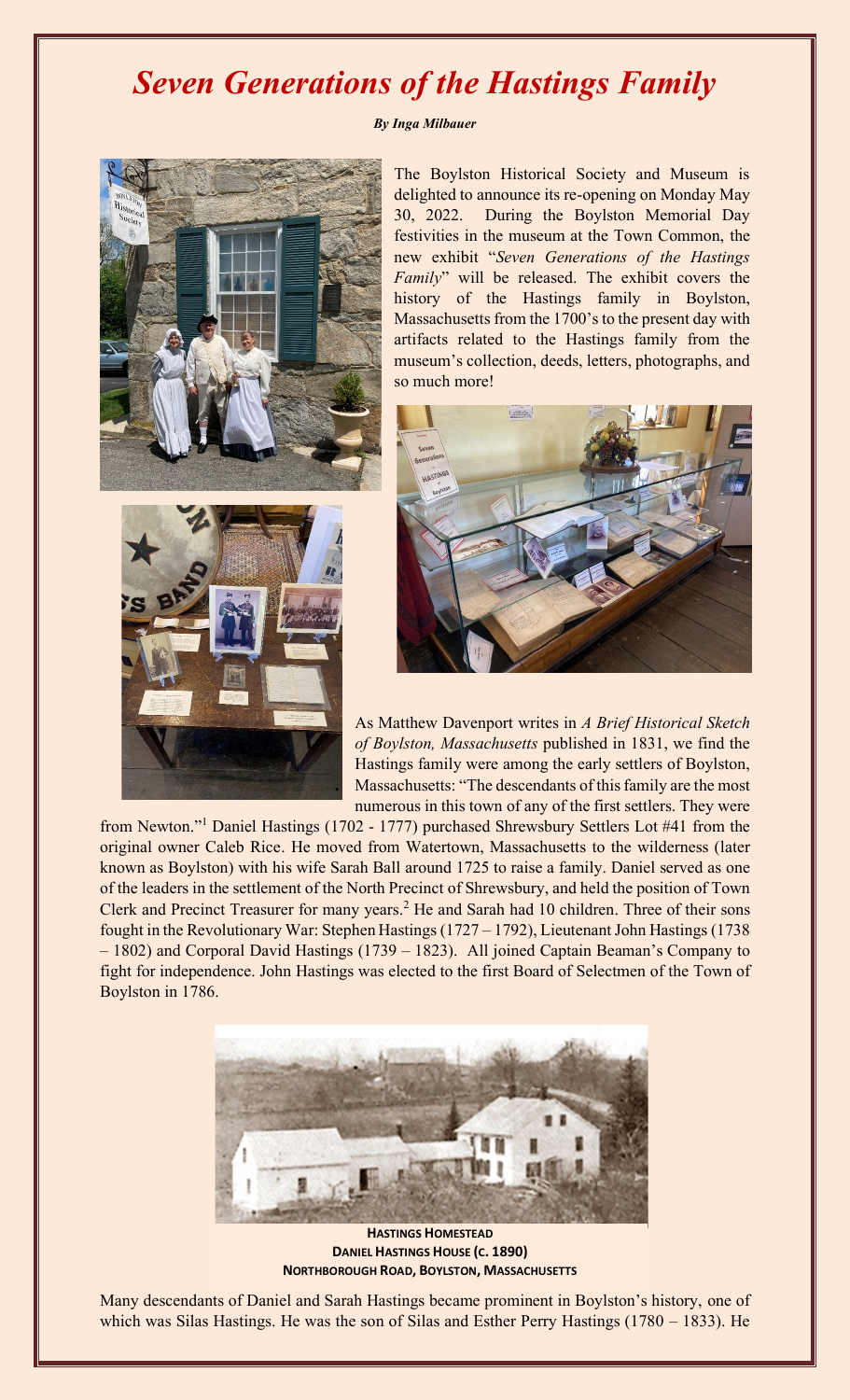# *Seven Generations of the Hastings Family*

***By Inga Milbauer***

The Boylston Historical Society and Museum is delighted to announce its re-opening on Monday May 30, 2022. During the Boylston Memorial Day festivities in the museum at the Town Common, the new exhibit "*Seven Generations of the Hastings Family*" will be released. The exhibit covers the history of the Hastings family in Boylston, Massachusetts from the 1700's to the present day with artifacts related to the Hastings family from the museum's collection, deeds, letters, photographs, and so much more!

As Matthew Davenport writes in *A Brief Historical Sketch of Boylston, Massachusetts* published in 1831, we find the Hastings family were among the early settlers of Boylston, Massachusetts: "The descendants of this family are the most numerous in this town of any of the first settlers. They were from Newton."[1] Daniel Hastings (1702 - 1777) purchased Shrewsbury Settlers Lot #41 from the original owner Caleb Rice. He moved from Watertown, Massachusetts to the wilderness (later known as Boylston) with his wife Sarah Ball around 1725 to raise a family. Daniel served as one of the leaders in the settlement of the North Precinct of Shrewsbury, and held the position of Town Clerk and Precinct Treasurer for many years.[2] He and Sarah had 10 children. Three of their sons fought in the Revolutionary War: Stephen Hastings (1727 – 1792), Lieutenant John Hastings (1738 – 1802) and Corporal David Hastings (1739 – 1823). All joined Captain Beaman's Company to fight for independence. John Hastings was elected to the first Board of Selectmen of the Town of Boylston in 1786.

**HASTINGS HOMESTEAD**
**DANIEL HASTINGS HOUSE (C. 1890)**
**NORTHBOROUGH ROAD, BOYLSTON, MASSACHUSETTS**

Many descendants of Daniel and Sarah Hastings became prominent in Boylston's history, one of which was Silas Hastings. He was the son of Silas and Esther Perry Hastings (1780 – 1833). He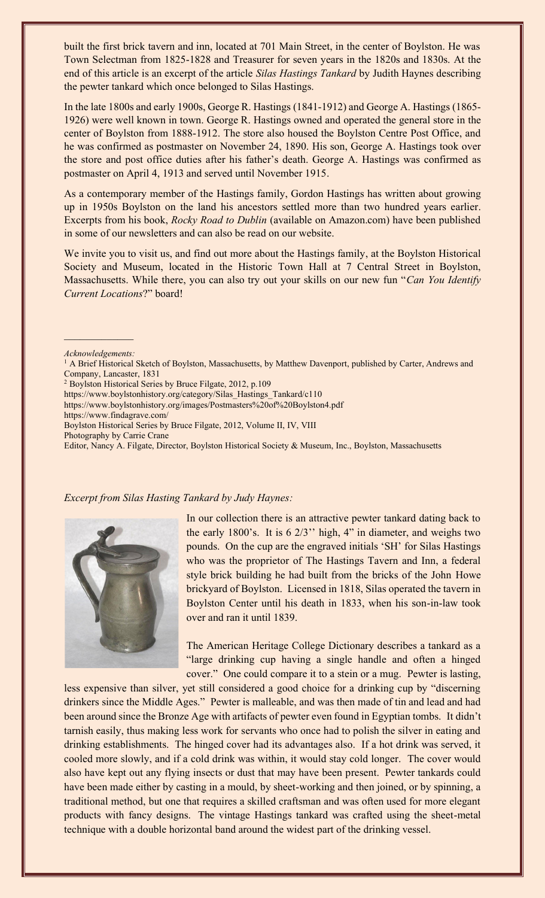built the first brick tavern and inn, located at 701 Main Street, in the center of Boylston. He was Town Selectman from 1825-1828 and Treasurer for seven years in the 1820s and 1830s. At the end of this article is an excerpt of the article *Silas Hastings Tankard* by Judith Haynes describing the pewter tankard which once belonged to Silas Hastings.

In the late 1800s and early 1900s, George R. Hastings (1841-1912) and George A. Hastings (1865-1926) were well known in town. George R. Hastings owned and operated the general store in the center of Boylston from 1888-1912. The store also housed the Boylston Centre Post Office, and he was confirmed as postmaster on November 24, 1890. His son, George A. Hastings took over the store and post office duties after his father's death. George A. Hastings was confirmed as postmaster on April 4, 1913 and served until November 1915.

As a contemporary member of the Hastings family, Gordon Hastings has written about growing up in 1950s Boylston on the land his ancestors settled more than two hundred years earlier. Excerpts from his book, *Rocky Road to Dublin* (available on Amazon.com) have been published in some of our newsletters and can also be read on our website.

We invite you to visit us, and find out more about the Hastings family, at the Boylston Historical Society and Museum, located in the Historic Town Hall at 7 Central Street in Boylston, Massachusetts. While there, you can also try out your skills on our new fun "*Can You Identify Current Locations*?" board!

---

*Acknowledgements:*

[1] A Brief Historical Sketch of Boylston, Massachusetts, by Matthew Davenport, published by Carter, Andrews and Company, Lancaster, 1831

[2] Boylston Historical Series by Bruce Filgate, 2012, p.109

https://www.boylstonhistory.org/category/Silas_Hastings_Tankard/c110

https://www.boylstonhistory.org/images/Postmasters%20of%20Boylston4.pdf

https://www.findagrave.com/

Boylston Historical Series by Bruce Filgate, 2012, Volume II, IV, VIII

Photography by Carrie Crane

Editor, Nancy A. Filgate, Director, Boylston Historical Society & Museum, Inc., Boylston, Massachusetts

*Excerpt from Silas Hasting Tankard by Judy Haynes:*

In our collection there is an attractive pewter tankard dating back to the early 1800's. It is 6 2/3'' high, 4" in diameter, and weighs two pounds. On the cup are the engraved initials 'SH' for Silas Hastings who was the proprietor of The Hastings Tavern and Inn, a federal style brick building he had built from the bricks of the John Howe brickyard of Boylston. Licensed in 1818, Silas operated the tavern in Boylston Center until his death in 1833, when his son-in-law took over and ran it until 1839.

The American Heritage College Dictionary describes a tankard as a "large drinking cup having a single handle and often a hinged cover." One could compare it to a stein or a mug. Pewter is lasting, less expensive than silver, yet still considered a good choice for a drinking cup by "discerning drinkers since the Middle Ages." Pewter is malleable, and was then made of tin and lead and had been around since the Bronze Age with artifacts of pewter even found in Egyptian tombs. It didn't tarnish easily, thus making less work for servants who once had to polish the silver in eating and drinking establishments. The hinged cover had its advantages also. If a hot drink was served, it cooled more slowly, and if a cold drink was within, it would stay cold longer. The cover would also have kept out any flying insects or dust that may have been present. Pewter tankards could have been made either by casting in a mould, by sheet-working and then joined, or by spinning, a traditional method, but one that requires a skilled craftsman and was often used for more elegant products with fancy designs. The vintage Hastings tankard was crafted using the sheet-metal technique with a double horizontal band around the widest part of the drinking vessel.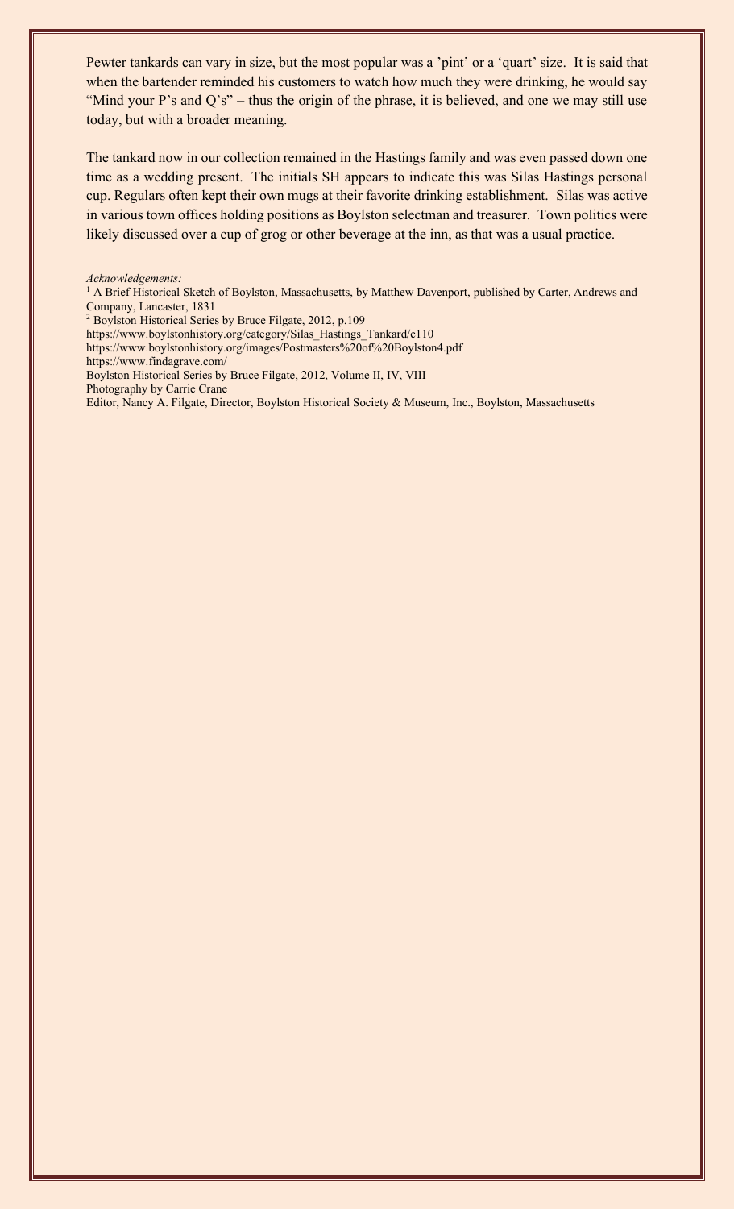Pewter tankards can vary in size, but the most popular was a 'pint' or a 'quart' size. It is said that when the bartender reminded his customers to watch how much they were drinking, he would say "Mind your P's and Q's" – thus the origin of the phrase, it is believed, and one we may still use today, but with a broader meaning.

The tankard now in our collection remained in the Hastings family and was even passed down one time as a wedding present. The initials SH appears to indicate this was Silas Hastings personal cup. Regulars often kept their own mugs at their favorite drinking establishment. Silas was active in various town offices holding positions as Boylston selectman and treasurer. Town politics were likely discussed over a cup of grog or other beverage at the inn, as that was a usual practice.

---

*Acknowledgements:*

[1] A Brief Historical Sketch of Boylston, Massachusetts, by Matthew Davenport, published by Carter, Andrews and Company, Lancaster, 1831

[2] Boylston Historical Series by Bruce Filgate, 2012, p.109

https://www.boylstonhistory.org/category/Silas_Hastings_Tankard/c110

https://www.boylstonhistory.org/images/Postmasters%20of%20Boylston4.pdf

https://www.findagrave.com/

Boylston Historical Series by Bruce Filgate, 2012, Volume II, IV, VIII

Photography by Carrie Crane

Editor, Nancy A. Filgate, Director, Boylston Historical Society & Museum, Inc., Boylston, Massachusetts